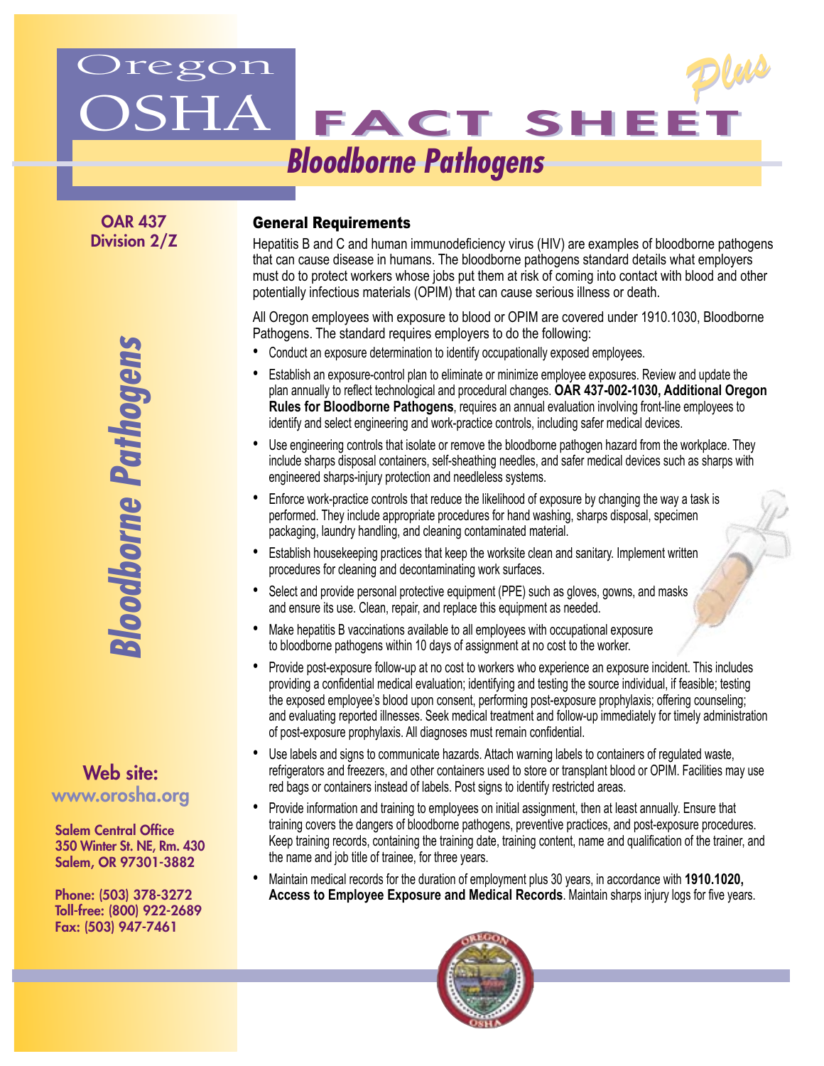# Oregon OSHA FACT SHEET *Plus*

## *Bloodborne Pathogens*

**OAR 437**
**Division 2/Z**

### General Requirements

Hepatitis B and C and human immunodeficiency virus (HIV) are examples of bloodborne pathogens that can cause disease in humans. The bloodborne pathogens standard details what employers must do to protect workers whose jobs put them at risk of coming into contact with blood and other potentially infectious materials (OPIM) that can cause serious illness or death.

All Oregon employees with exposure to blood or OPIM are covered under 1910.1030, Bloodborne Pathogens. The standard requires employers to do the following:

- Conduct an exposure determination to identify occupationally exposed employees.
- Establish an exposure-control plan to eliminate or minimize employee exposures. Review and update the plan annually to reflect technological and procedural changes. **OAR 437-002-1030, Additional Oregon Rules for Bloodborne Pathogens**, requires an annual evaluation involving front-line employees to identify and select engineering and work-practice controls, including safer medical devices.
- Use engineering controls that isolate or remove the bloodborne pathogen hazard from the workplace. They include sharps disposal containers, self-sheathing needles, and safer medical devices such as sharps with engineered sharps-injury protection and needleless systems.
- Enforce work-practice controls that reduce the likelihood of exposure by changing the way a task is performed. They include appropriate procedures for hand washing, sharps disposal, specimen packaging, laundry handling, and cleaning contaminated material.
- Establish housekeeping practices that keep the worksite clean and sanitary. Implement written procedures for cleaning and decontaminating work surfaces.
- Select and provide personal protective equipment (PPE) such as gloves, gowns, and masks and ensure its use. Clean, repair, and replace this equipment as needed.
- Make hepatitis B vaccinations available to all employees with occupational exposure to bloodborne pathogens within 10 days of assignment at no cost to the worker.
- Provide post-exposure follow-up at no cost to workers who experience an exposure incident. This includes providing a confidential medical evaluation; identifying and testing the source individual, if feasible; testing the exposed employee's blood upon consent, performing post-exposure prophylaxis; offering counseling; and evaluating reported illnesses. Seek medical treatment and follow-up immediately for timely administration of post-exposure prophylaxis. All diagnoses must remain confidential.
- Use labels and signs to communicate hazards. Attach warning labels to containers of regulated waste, refrigerators and freezers, and other containers used to store or transplant blood or OPIM. Facilities may use red bags or containers instead of labels. Post signs to identify restricted areas.
- Provide information and training to employees on initial assignment, then at least annually. Ensure that training covers the dangers of bloodborne pathogens, preventive practices, and post-exposure procedures. Keep training records, containing the training date, training content, name and qualification of the trainer, and the name and job title of trainee, for three years.
- Maintain medical records for the duration of employment plus 30 years, in accordance with **1910.1020, Access to Employee Exposure and Medical Records**. Maintain sharps injury logs for five years.

**Web site:**
www.orosha.org

Salem Central Office
350 Winter St. NE, Rm. 430
Salem, OR 97301-3882

Phone: (503) 378-3272
Toll-free: (800) 922-2689
Fax: (503) 947-7461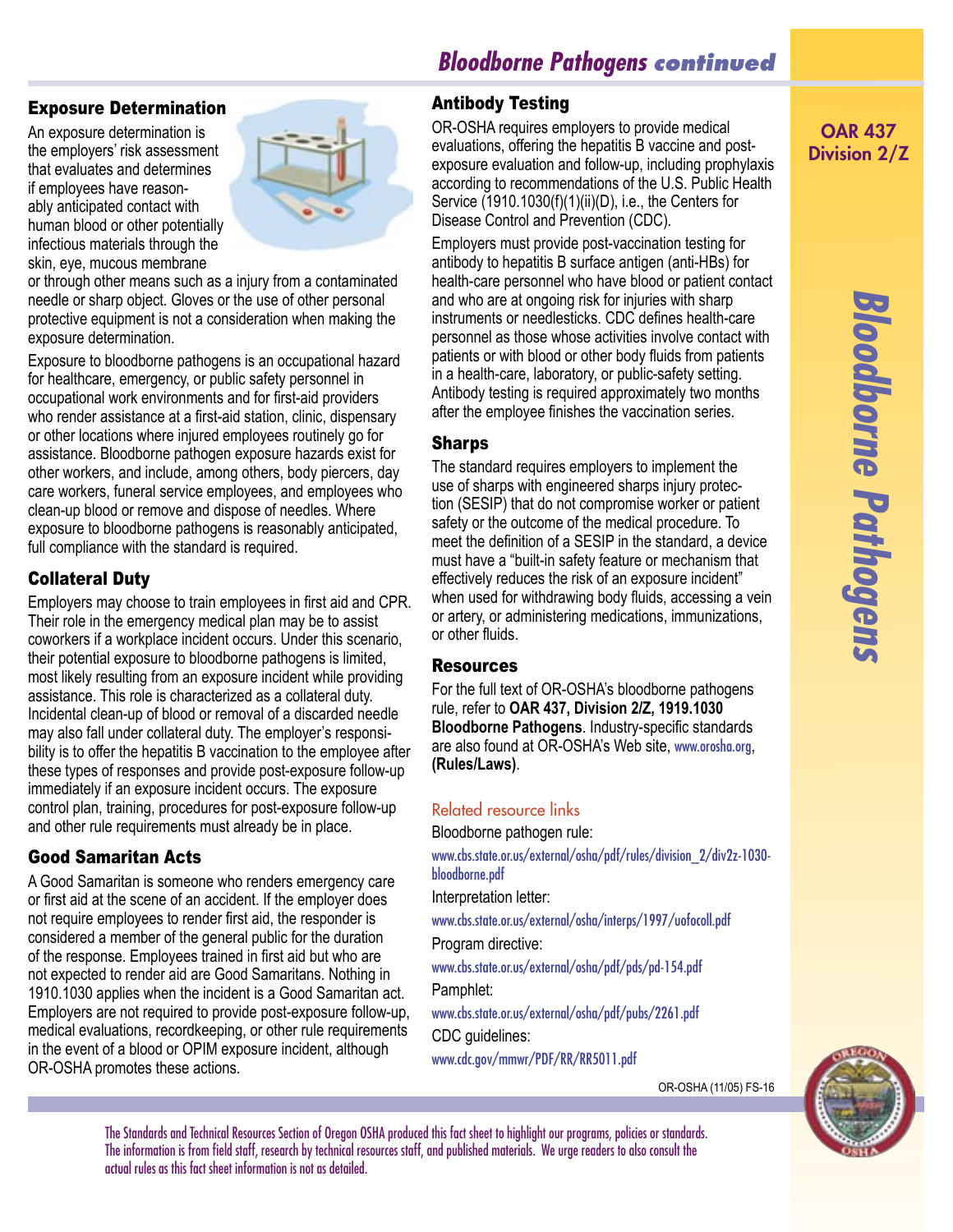# Bloodborne Pathogens *continued*

OAR 437 Division 2/Z

## Exposure Determination

An exposure determination is the employers' risk assessment that evaluates and determines if employees have reasonably anticipated contact with human blood or other potentially infectious materials through the skin, eye, mucous membrane or through other means such as a injury from a contaminated needle or sharp object. Gloves or the use of other personal protective equipment is not a consideration when making the exposure determination.

Exposure to bloodborne pathogens is an occupational hazard for healthcare, emergency, or public safety personnel in occupational work environments and for first-aid providers who render assistance at a first-aid station, clinic, dispensary or other locations where injured employees routinely go for assistance. Bloodborne pathogen exposure hazards exist for other workers, and include, among others, body piercers, day care workers, funeral service employees, and employees who clean-up blood or remove and dispose of needles. Where exposure to bloodborne pathogens is reasonably anticipated, full compliance with the standard is required.

## Collateral Duty

Employers may choose to train employees in first aid and CPR. Their role in the emergency medical plan may be to assist coworkers if a workplace incident occurs. Under this scenario, their potential exposure to bloodborne pathogens is limited, most likely resulting from an exposure incident while providing assistance. This role is characterized as a collateral duty. Incidental clean-up of blood or removal of a discarded needle may also fall under collateral duty. The employer's responsibility is to offer the hepatitis B vaccination to the employee after these types of responses and provide post-exposure follow-up immediately if an exposure incident occurs. The exposure control plan, training, procedures for post-exposure follow-up and other rule requirements must already be in place.

## Good Samaritan Acts

A Good Samaritan is someone who renders emergency care or first aid at the scene of an accident. If the employer does not require employees to render first aid, the responder is considered a member of the general public for the duration of the response. Employees trained in first aid but who are not expected to render aid are Good Samaritans. Nothing in 1910.1030 applies when the incident is a Good Samaritan act. Employers are not required to provide post-exposure follow-up, medical evaluations, recordkeeping, or other rule requirements in the event of a blood or OPIM exposure incident, although OR-OSHA promotes these actions.

## Antibody Testing

OR-OSHA requires employers to provide medical evaluations, offering the hepatitis B vaccine and post-exposure evaluation and follow-up, including prophylaxis according to recommendations of the U.S. Public Health Service (1910.1030(f)(1)(ii)(D), i.e., the Centers for Disease Control and Prevention (CDC).

Employers must provide post-vaccination testing for antibody to hepatitis B surface antigen (anti-HBs) for health-care personnel who have blood or patient contact and who are at ongoing risk for injuries with sharp instruments or needlesticks. CDC defines health-care personnel as those whose activities involve contact with patients or with blood or other body fluids from patients in a health-care, laboratory, or public-safety setting. Antibody testing is required approximately two months after the employee finishes the vaccination series.

## Sharps

The standard requires employers to implement the use of sharps with engineered sharps injury protection (SESIP) that do not compromise worker or patient safety or the outcome of the medical procedure. To meet the definition of a SESIP in the standard, a device must have a "built-in safety feature or mechanism that effectively reduces the risk of an exposure incident" when used for withdrawing body fluids, accessing a vein or artery, or administering medications, immunizations, or other fluids.

## Resources

For the full text of OR-OSHA's bloodborne pathogens rule, refer to **OAR 437, Division 2/Z, 1919.1030 Bloodborne Pathogens**. Industry-specific standards are also found at OR-OSHA's Web site, www.orosha.org, **(Rules/Laws)**.

### Related resource links

Bloodborne pathogen rule:

www.cbs.state.or.us/external/osha/pdf/rules/division_2/div2z-1030-bloodborne.pdf

Interpretation letter:

www.cbs.state.or.us/external/osha/interps/1997/uofocoll.pdf

Program directive:

www.cbs.state.or.us/external/osha/pdf/pds/pd-154.pdf

Pamphlet:

www.cbs.state.or.us/external/osha/pdf/pubs/2261.pdf

CDC guidelines:

www.cdc.gov/mmwr/PDF/RR/RR5011.pdf

OR-OSHA (11/05) FS-16

The Standards and Technical Resources Section of Oregon OSHA produced this fact sheet to highlight our programs, policies or standards. The information is from field staff, research by technical resources staff, and published materials. We urge readers to also consult the actual rules as this fact sheet information is not as detailed.